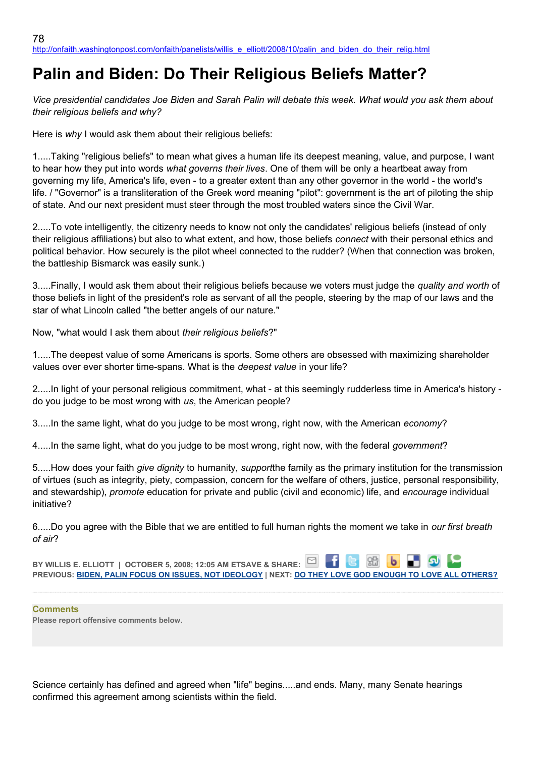http://onfaith.washingtonpost.com/onfaith/panelists/willis_e_elliott/2008/10/palin_and_biden_do_their_relig.html

# Palin and Biden: Do Their Religious Beliefs Matter?

*Vice presidential candidates Joe Biden and Sarah Palin will debate this week. What would you ask them about their religious beliefs and why?*

Here is *why* I would ask them about their religious beliefs:

1.....Taking "religious beliefs" to mean what gives a human life its deepest meaning, value, and purpose, I want to hear how they put into words *what governs their lives*. One of them will be only a heartbeat away from governing my life, America's life, even - to a greater extent than any other governor in the world - the world's life. / "Governor" is a transliteration of the Greek word meaning "pilot": government is the art of piloting the ship of state. And our next president must steer through the most troubled waters since the Civil War.

2.....To vote intelligently, the citizenry needs to know not only the candidates' religious beliefs (instead of only their religious affiliations) but also to what extent, and how, those beliefs *connect* with their personal ethics and political behavior. How securely is the pilot wheel connected to the rudder? (When that connection was broken, the battleship Bismarck was easily sunk.)

3.....Finally, I would ask them about their religious beliefs because we voters must judge the *quality and worth* of those beliefs in light of the president's role as servant of all the people, steering by the map of our laws and the star of what Lincoln called "the better angels of our nature."

Now, "what would I ask them about *their religious beliefs*?"

1.....The deepest value of some Americans is sports. Some others are obsessed with maximizing shareholder values over ever shorter time-spans. What is the *deepest value* in your life?

2.....In light of your personal religious commitment, what - at this seemingly rudderless time in America's history - do you judge to be most wrong with *us*, the American people?

3.....In the same light, what do you judge to be most wrong, right now, with the American *economy*?

4.....In the same light, what do you judge to be most wrong, right now, with the federal *government*?

5.....How does your faith *give dignity* to humanity, *support*the family as the primary institution for the transmission of virtues (such as integrity, piety, compassion, concern for the welfare of others, justice, personal responsibility, and stewardship), *promote* education for private and public (civil and economic) life, and *encourage* individual initiative?

6.....Do you agree with the Bible that we are entitled to full human rights the moment we take in *our first breath of air*?

**BY WILLIS E. ELLIOTT | OCTOBER 5, 2008; 12:05 AM ET** **SAVE & SHARE:**
**PREVIOUS: BIDEN, PALIN FOCUS ON ISSUES, NOT IDEOLOGY | NEXT: DO THEY LOVE GOD ENOUGH TO LOVE ALL OTHERS?**

**Comments**

**Please report offensive comments below.**

Science certainly has defined and agreed when "life" begins.....and ends. Many, many Senate hearings confirmed this agreement among scientists within the field.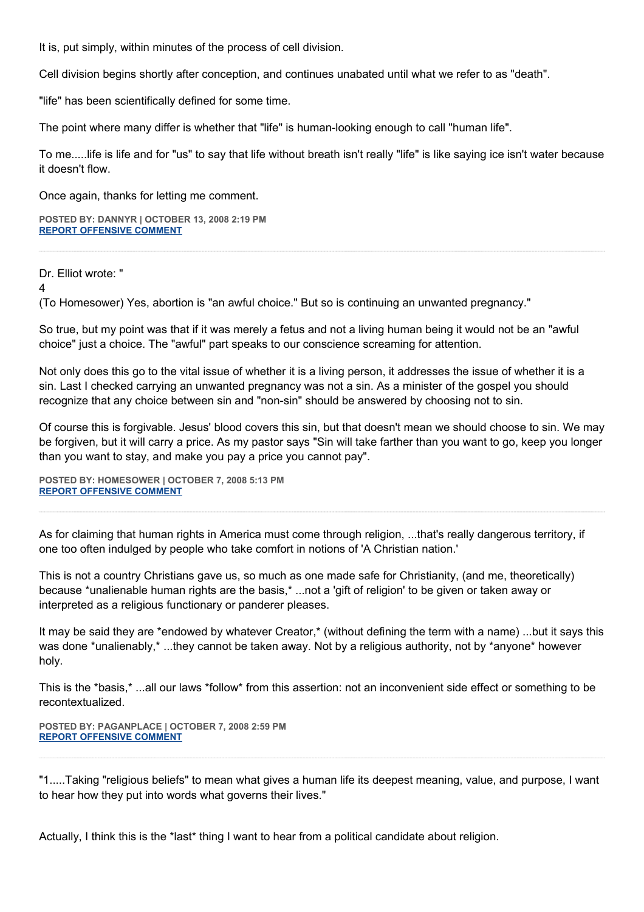It is, put simply, within minutes of the process of cell division.

Cell division begins shortly after conception, and continues unabated until what we refer to as "death".

"life" has been scientifically defined for some time.

The point where many differ is whether that "life" is human-looking enough to call "human life".

To me.....life is life and for "us" to say that life without breath isn't really "life" is like saying ice isn't water because it doesn't flow.

Once again, thanks for letting me comment.

**POSTED BY: DANNYR | OCTOBER 13, 2008 2:19 PM**
**REPORT OFFENSIVE COMMENT**

---

Dr. Elliot wrote: "
4
(To Homesower) Yes, abortion is "an awful choice." But so is continuing an unwanted pregnancy."

So true, but my point was that if it was merely a fetus and not a living human being it would not be an "awful choice" just a choice. The "awful" part speaks to our conscience screaming for attention.

Not only does this go to the vital issue of whether it is a living person, it addresses the issue of whether it is a sin. Last I checked carrying an unwanted pregnancy was not a sin. As a minister of the gospel you should recognize that any choice between sin and "non-sin" should be answered by choosing not to sin.

Of course this is forgivable. Jesus' blood covers this sin, but that doesn't mean we should choose to sin. We may be forgiven, but it will carry a price. As my pastor says "Sin will take farther than you want to go, keep you longer than you want to stay, and make you pay a price you cannot pay".

**POSTED BY: HOMESOWER | OCTOBER 7, 2008 5:13 PM**
**REPORT OFFENSIVE COMMENT**

---

As for claiming that human rights in America must come through religion, ...that's really dangerous territory, if one too often indulged by people who take comfort in notions of 'A Christian nation.'

This is not a country Christians gave us, so much as one made safe for Christianity, (and me, theoretically) because *unalienable human rights are the basis,* ...not a 'gift of religion' to be given or taken away or interpreted as a religious functionary or panderer pleases.

It may be said they are *endowed by whatever Creator,* (without defining the term with a name) ...but it says this was done *unalienably,* ...they cannot be taken away. Not by a religious authority, not by *anyone* however holy.

This is the *basis,* ...all our laws *follow* from this assertion: not an inconvenient side effect or something to be recontextualized.

**POSTED BY: PAGANPLACE | OCTOBER 7, 2008 2:59 PM**
**REPORT OFFENSIVE COMMENT**

---

"1.....Taking "religious beliefs" to mean what gives a human life its deepest meaning, value, and purpose, I want to hear how they put into words what governs their lives."

Actually, I think this is the *last* thing I want to hear from a political candidate about religion.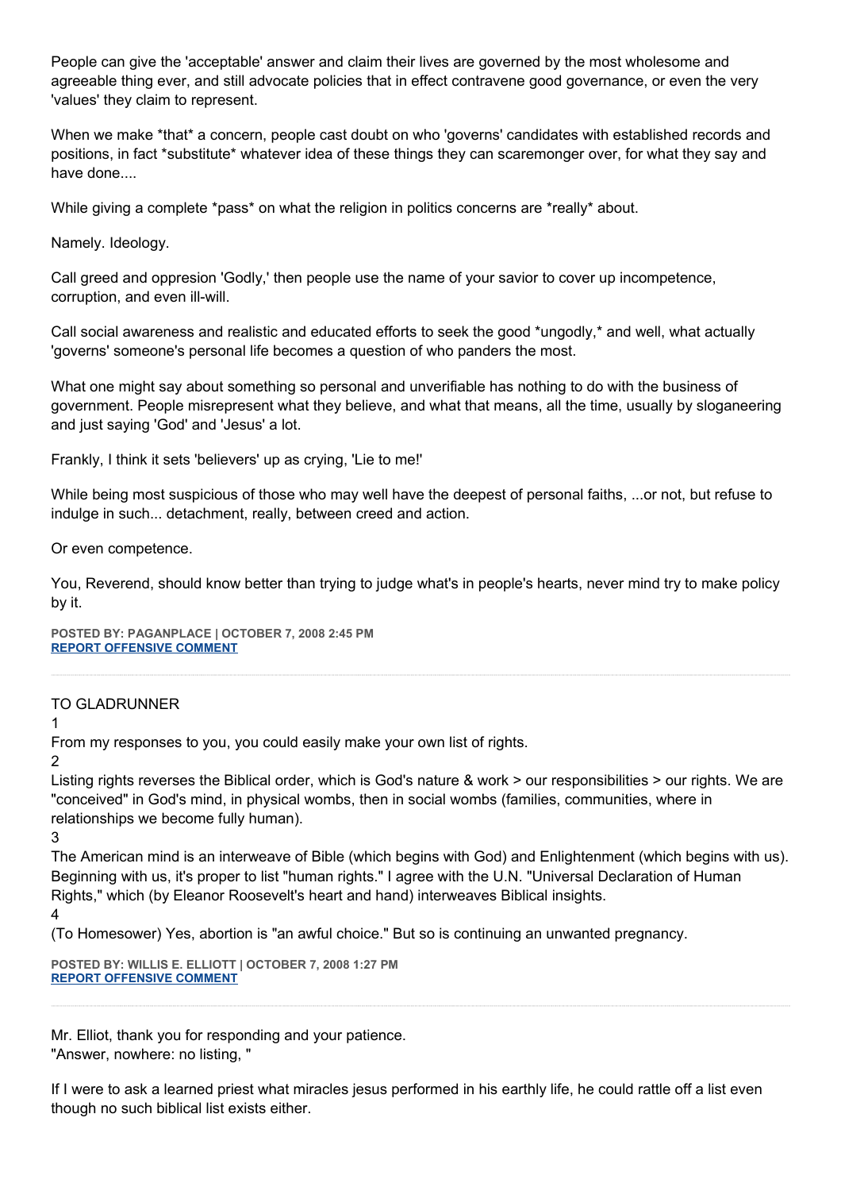People can give the 'acceptable' answer and claim their lives are governed by the most wholesome and agreeable thing ever, and still advocate policies that in effect contravene good governance, or even the very 'values' they claim to represent.

When we make *that* a concern, people cast doubt on who 'governs' candidates with established records and positions, in fact *substitute* whatever idea of these things they can scaremonger over, for what they say and have done....

While giving a complete *pass* on what the religion in politics concerns are *really* about.

Namely. Ideology.

Call greed and oppresion 'Godly,' then people use the name of your savior to cover up incompetence, corruption, and even ill-will.

Call social awareness and realistic and educated efforts to seek the good *ungodly,* and well, what actually 'governs' someone's personal life becomes a question of who panders the most.

What one might say about something so personal and unverifiable has nothing to do with the business of government. People misrepresent what they believe, and what that means, all the time, usually by sloganeering and just saying 'God' and 'Jesus' a lot.

Frankly, I think it sets 'believers' up as crying, 'Lie to me!'

While being most suspicious of those who may well have the deepest of personal faiths, ...or not, but refuse to indulge in such... detachment, really, between creed and action.

Or even competence.

You, Reverend, should know better than trying to judge what's in people's hearts, never mind try to make policy by it.

**POSTED BY: PAGANPLACE | OCTOBER 7, 2008 2:45 PM**
**REPORT OFFENSIVE COMMENT**

---

TO GLADRUNNER

1

From my responses to you, you could easily make your own list of rights.

2

Listing rights reverses the Biblical order, which is God's nature & work > our responsibilities > our rights. We are "conceived" in God's mind, in physical wombs, then in social wombs (families, communities, where in relationships we become fully human).

3

The American mind is an interweave of Bible (which begins with God) and Enlightenment (which begins with us). Beginning with us, it's proper to list "human rights." I agree with the U.N. "Universal Declaration of Human Rights," which (by Eleanor Roosevelt's heart and hand) interweaves Biblical insights.

4

(To Homesower) Yes, abortion is "an awful choice." But so is continuing an unwanted pregnancy.

**POSTED BY: WILLIS E. ELLIOTT | OCTOBER 7, 2008 1:27 PM**
**REPORT OFFENSIVE COMMENT**

---

Mr. Elliot, thank you for responding and your patience.
"Answer, nowhere: no listing, "

If I were to ask a learned priest what miracles jesus performed in his earthly life, he could rattle off a list even though no such biblical list exists either.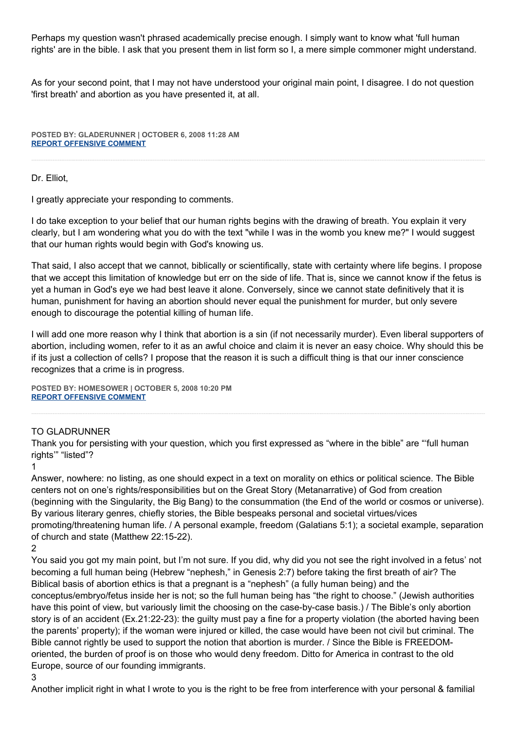Perhaps my question wasn't phrased academically precise enough. I simply want to know what 'full human rights' are in the bible. I ask that you present them in list form so I, a mere simple commoner might understand.

As for your second point, that I may not have understood your original main point, I disagree. I do not question 'first breath' and abortion as you have presented it, at all.

**POSTED BY: GLADERUNNER | OCTOBER 6, 2008 11:28 AM**
**REPORT OFFENSIVE COMMENT**

---

Dr. Elliot,

I greatly appreciate your responding to comments.

I do take exception to your belief that our human rights begins with the drawing of breath. You explain it very clearly, but I am wondering what you do with the text "while I was in the womb you knew me?" I would suggest that our human rights would begin with God's knowing us.

That said, I also accept that we cannot, biblically or scientifically, state with certainty where life begins. I propose that we accept this limitation of knowledge but err on the side of life. That is, since we cannot know if the fetus is yet a human in God's eye we had best leave it alone. Conversely, since we cannot state definitively that it is human, punishment for having an abortion should never equal the punishment for murder, but only severe enough to discourage the potential killing of human life.

I will add one more reason why I think that abortion is a sin (if not necessarily murder). Even liberal supporters of abortion, including women, refer to it as an awful choice and claim it is never an easy choice. Why should this be if its just a collection of cells? I propose that the reason it is such a difficult thing is that our inner conscience recognizes that a crime is in progress.

**POSTED BY: HOMESOWER | OCTOBER 5, 2008 10:20 PM**
**REPORT OFFENSIVE COMMENT**

---

TO GLADRUNNER

Thank you for persisting with your question, which you first expressed as "where in the bible" are "'full human rights'" "listed"?

1

Answer, nowhere: no listing, as one should expect in a text on morality on ethics or political science. The Bible centers not on one's rights/responsibilities but on the Great Story (Metanarrative) of God from creation (beginning with the Singularity, the Big Bang) to the consummation (the End of the world or cosmos or universe). By various literary genres, chiefly stories, the Bible bespeaks personal and societal virtues/vices promoting/threatening human life. / A personal example, freedom (Galatians 5:1); a societal example, separation of church and state (Matthew 22:15-22).

2

You said you got my main point, but I'm not sure. If you did, why did you not see the right involved in a fetus' not becoming a full human being (Hebrew "nephesh," in Genesis 2:7) before taking the first breath of air? The Biblical basis of abortion ethics is that a pregnant is a "nephesh" (a fully human being) and the conceptus/embryo/fetus inside her is not; so the full human being has "the right to choose." (Jewish authorities have this point of view, but variously limit the choosing on the case-by-case basis.) / The Bible's only abortion story is of an accident (Ex.21:22-23): the guilty must pay a fine for a property violation (the aborted having been the parents' property); if the woman were injured or killed, the case would have been not civil but criminal. The Bible cannot rightly be used to support the notion that abortion is murder. / Since the Bible is FREEDOM-oriented, the burden of proof is on those who would deny freedom. Ditto for America in contrast to the old Europe, source of our founding immigrants.

3

Another implicit right in what I wrote to you is the right to be free from interference with your personal & familial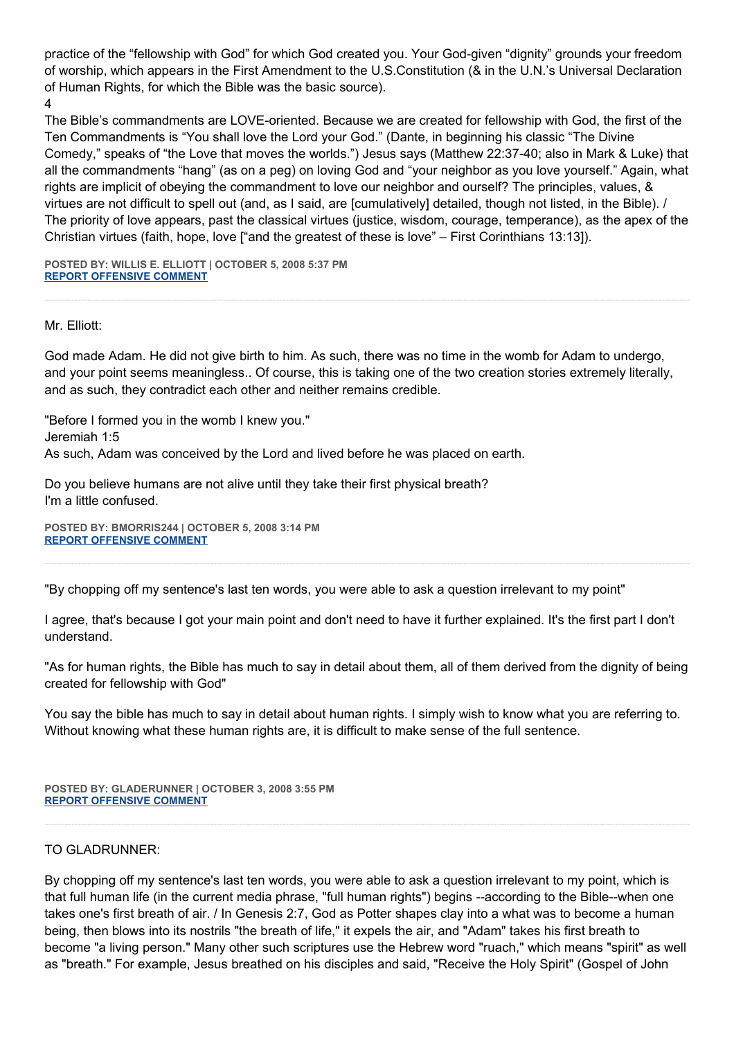practice of the "fellowship with God" for which God created you. Your God-given "dignity" grounds your freedom of worship, which appears in the First Amendment to the U.S.Constitution (& in the U.N.'s Universal Declaration of Human Rights, for which the Bible was the basic source).
4
The Bible's commandments are LOVE-oriented. Because we are created for fellowship with God, the first of the Ten Commandments is "You shall love the Lord your God." (Dante, in beginning his classic "The Divine Comedy," speaks of "the Love that moves the worlds.") Jesus says (Matthew 22:37-40; also in Mark & Luke) that all the commandments "hang" (as on a peg) on loving God and "your neighbor as you love yourself." Again, what rights are implicit of obeying the commandment to love our neighbor and ourself? The principles, values, & virtues are not difficult to spell out (and, as I said, are [cumulatively] detailed, though not listed, in the Bible). / The priority of love appears, past the classical virtues (justice, wisdom, courage, temperance), as the apex of the Christian virtues (faith, hope, love ["and the greatest of these is love" – First Corinthians 13:13]).

**POSTED BY: WILLIS E. ELLIOTT | OCTOBER 5, 2008 5:37 PM**
**REPORT OFFENSIVE COMMENT**

---

Mr. Elliott:

God made Adam. He did not give birth to him. As such, there was no time in the womb for Adam to undergo, and your point seems meaningless.. Of course, this is taking one of the two creation stories extremely literally, and as such, they contradict each other and neither remains credible.

"Before I formed you in the womb I knew you."
Jeremiah 1:5
As such, Adam was conceived by the Lord and lived before he was placed on earth.

Do you believe humans are not alive until they take their first physical breath?
I'm a little confused.

**POSTED BY: BMORRIS244 | OCTOBER 5, 2008 3:14 PM**
**REPORT OFFENSIVE COMMENT**

---

"By chopping off my sentence's last ten words, you were able to ask a question irrelevant to my point"

I agree, that's because I got your main point and don't need to have it further explained. It's the first part I don't understand.

"As for human rights, the Bible has much to say in detail about them, all of them derived from the dignity of being created for fellowship with God"

You say the bible has much to say in detail about human rights. I simply wish to know what you are referring to. Without knowing what these human rights are, it is difficult to make sense of the full sentence.

**POSTED BY: GLADERUNNER | OCTOBER 3, 2008 3:55 PM**
**REPORT OFFENSIVE COMMENT**

---

TO GLADRUNNER:

By chopping off my sentence's last ten words, you were able to ask a question irrelevant to my point, which is that full human life (in the current media phrase, "full human rights") begins --according to the Bible--when one takes one's first breath of air. / In Genesis 2:7, God as Potter shapes clay into a what was to become a human being, then blows into its nostrils "the breath of life," it expels the air, and "Adam" takes his first breath to become "a living person." Many other such scriptures use the Hebrew word "ruach," which means "spirit" as well as "breath." For example, Jesus breathed on his disciples and said, "Receive the Holy Spirit" (Gospel of John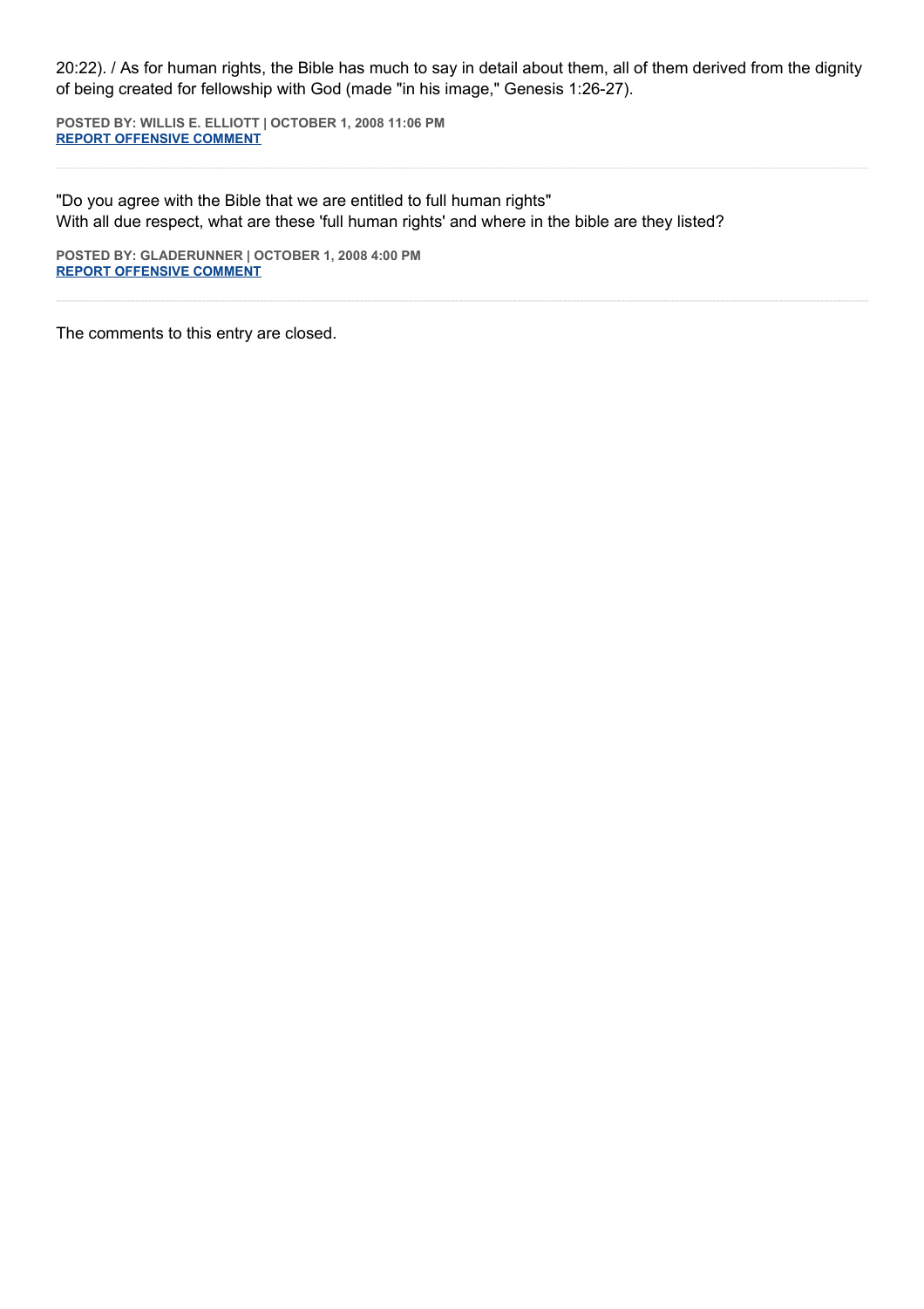20:22). / As for human rights, the Bible has much to say in detail about them, all of them derived from the dignity of being created for fellowship with God (made "in his image," Genesis 1:26-27).

**POSTED BY: WILLIS E. ELLIOTT | OCTOBER 1, 2008 11:06 PM**
**REPORT OFFENSIVE COMMENT**

---

"Do you agree with the Bible that we are entitled to full human rights"
With all due respect, what are these 'full human rights' and where in the bible are they listed?

**POSTED BY: GLADERUNNER | OCTOBER 1, 2008 4:00 PM**
**REPORT OFFENSIVE COMMENT**

---

The comments to this entry are closed.